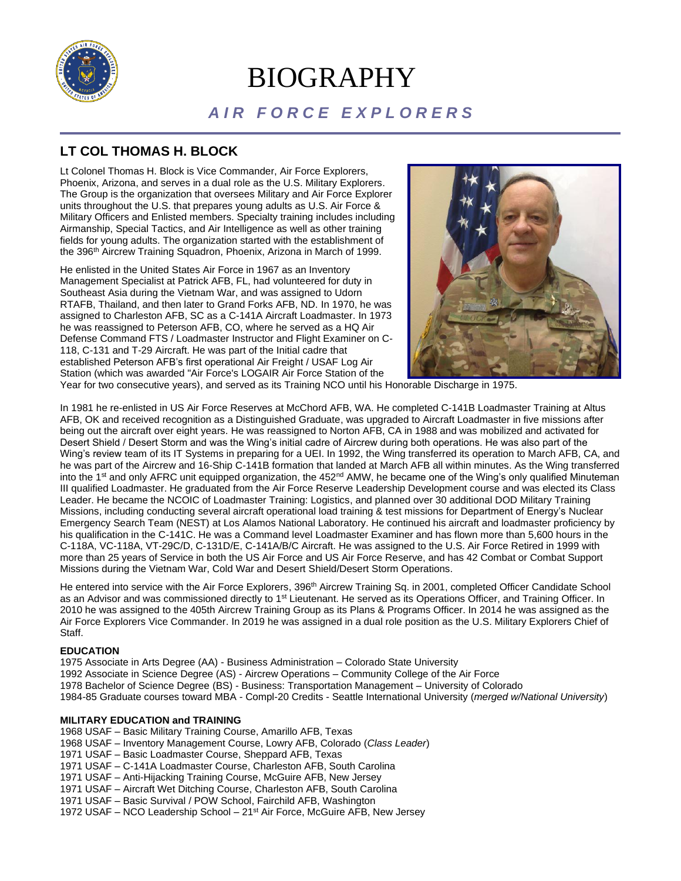# BIOGRAPHY

## *AIR FORCE EXPLORERS*

## LT COL THOMAS H. BLOCK

Lt Colonel Thomas H. Block is Vice Commander, Air Force Explorers, Phoenix, Arizona, and serves in a dual role as the U.S. Military Explorers. The Group is the organization that oversees Military and Air Force Explorer units throughout the U.S. that prepares young adults as U.S. Air Force & Military Officers and Enlisted members. Specialty training includes including Airmanship, Special Tactics, and Air Intelligence as well as other training fields for young adults. The organization started with the establishment of the 396th Aircrew Training Squadron, Phoenix, Arizona in March of 1999.

He enlisted in the United States Air Force in 1967 as an Inventory Management Specialist at Patrick AFB, FL, had volunteered for duty in Southeast Asia during the Vietnam War, and was assigned to Udorn RTAFB, Thailand, and then later to Grand Forks AFB, ND. In 1970, he was assigned to Charleston AFB, SC as a C-141A Aircraft Loadmaster. In 1973 he was reassigned to Peterson AFB, CO, where he served as a HQ Air Defense Command FTS / Loadmaster Instructor and Flight Examiner on C-118, C-131 and T-29 Aircraft. He was part of the Initial cadre that established Peterson AFB's first operational Air Freight / USAF Log Air Station (which was awarded "Air Force's LOGAIR Air Force Station of the Year for two consecutive years), and served as its Training NCO until his Honorable Discharge in 1975.

In 1981 he re-enlisted in US Air Force Reserves at McChord AFB, WA. He completed C-141B Loadmaster Training at Altus AFB, OK and received recognition as a Distinguished Graduate, was upgraded to Aircraft Loadmaster in five missions after being out the aircraft over eight years. He was reassigned to Norton AFB, CA in 1988 and was mobilized and activated for Desert Shield / Desert Storm and was the Wing's initial cadre of Aircrew during both operations. He was also part of the Wing's review team of its IT Systems in preparing for a UEI. In 1992, the Wing transferred its operation to March AFB, CA, and he was part of the Aircrew and 16-Ship C-141B formation that landed at March AFB all within minutes. As the Wing transferred into the 1st and only AFRC unit equipped organization, the 452nd AMW, he became one of the Wing's only qualified Minuteman III qualified Loadmaster. He graduated from the Air Force Reserve Leadership Development course and was elected its Class Leader. He became the NCOIC of Loadmaster Training: Logistics, and planned over 30 additional DOD Military Training Missions, including conducting several aircraft operational load training & test missions for Department of Energy's Nuclear Emergency Search Team (NEST) at Los Alamos National Laboratory. He continued his aircraft and loadmaster proficiency by his qualification in the C-141C. He was a Command level Loadmaster Examiner and has flown more than 5,600 hours in the C-118A, VC-118A, VT-29C/D, C-131D/E, C-141A/B/C Aircraft. He was assigned to the U.S. Air Force Retired in 1999 with more than 25 years of Service in both the US Air Force and US Air Force Reserve, and has 42 Combat or Combat Support Missions during the Vietnam War, Cold War and Desert Shield/Desert Storm Operations.

He entered into service with the Air Force Explorers, 396th Aircrew Training Sq. in 2001, completed Officer Candidate School as an Advisor and was commissioned directly to 1st Lieutenant. He served as its Operations Officer, and Training Officer. In 2010 he was assigned to the 405th Aircrew Training Group as its Plans & Programs Officer. In 2014 he was assigned as the Air Force Explorers Vice Commander. In 2019 he was assigned in a dual role position as the U.S. Military Explorers Chief of Staff.

**EDUCATION**

1975 Associate in Arts Degree (AA) - Business Administration – Colorado State University
1992 Associate in Science Degree (AS) - Aircrew Operations – Community College of the Air Force
1978 Bachelor of Science Degree (BS) - Business: Transportation Management – University of Colorado
1984-85 Graduate courses toward MBA - Compl-20 Credits - Seattle International University (*merged w/National University*)

**MILITARY EDUCATION and TRAINING**

1968 USAF – Basic Military Training Course, Amarillo AFB, Texas
1968 USAF – Inventory Management Course, Lowry AFB, Colorado (*Class Leader*)
1971 USAF – Basic Loadmaster Course, Sheppard AFB, Texas
1971 USAF – C-141A Loadmaster Course, Charleston AFB, South Carolina
1971 USAF – Anti-Hijacking Training Course, McGuire AFB, New Jersey
1971 USAF – Aircraft Wet Ditching Course, Charleston AFB, South Carolina
1971 USAF – Basic Survival / POW School, Fairchild AFB, Washington
1972 USAF – NCO Leadership School – 21st Air Force, McGuire AFB, New Jersey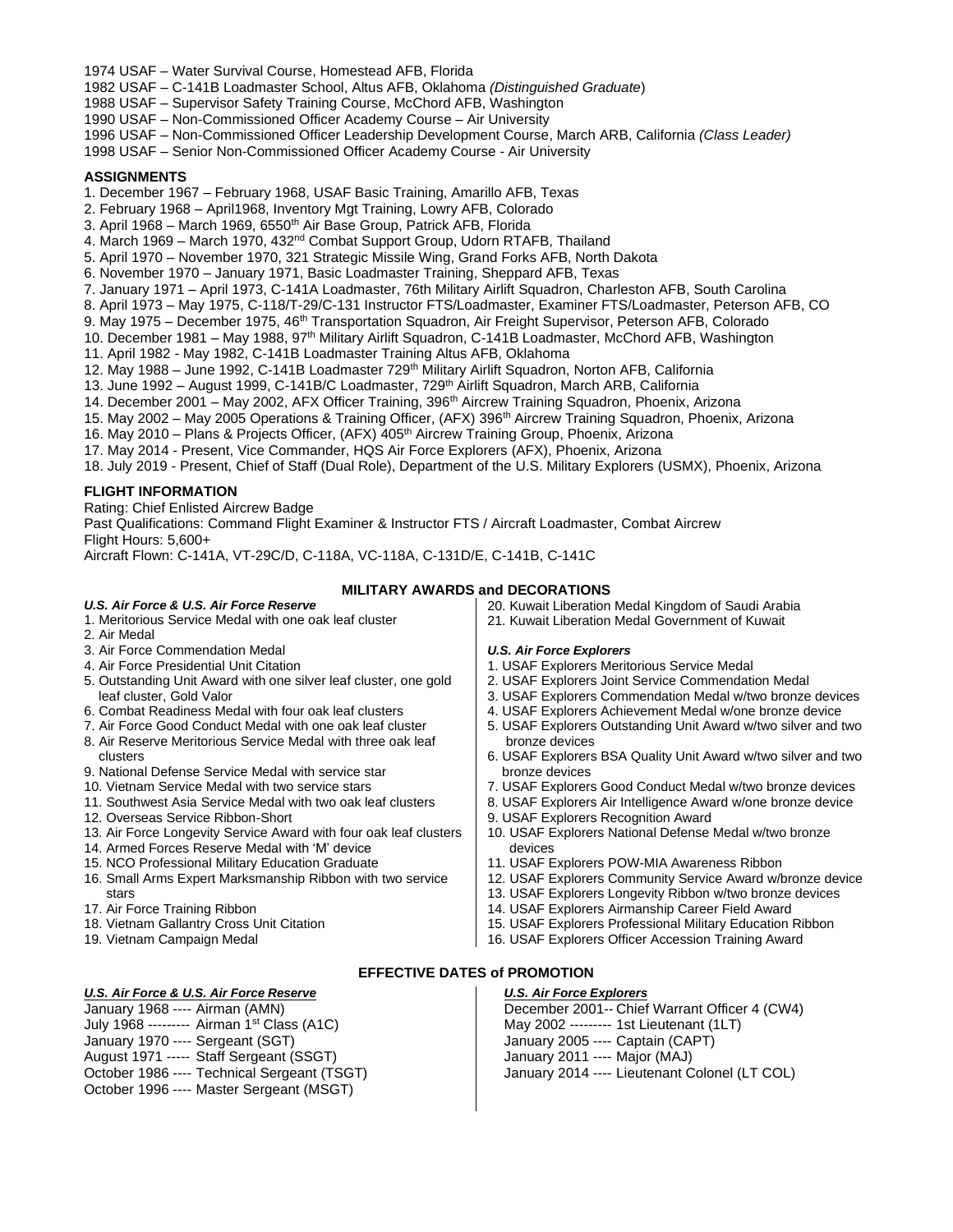1974 USAF – Water Survival Course, Homestead AFB, Florida
1982 USAF – C-141B Loadmaster School, Altus AFB, Oklahoma *(Distinguished Graduate*)
1988 USAF – Supervisor Safety Training Course, McChord AFB, Washington
1990 USAF – Non-Commissioned Officer Academy Course – Air University
1996 USAF – Non-Commissioned Officer Leadership Development Course, March ARB, California *(Class Leader)*
1998 USAF – Senior Non-Commissioned Officer Academy Course - Air University

### ASSIGNMENTS

1. December 1967 – February 1968, USAF Basic Training, Amarillo AFB, Texas
2. February 1968 – April1968, Inventory Mgt Training, Lowry AFB, Colorado
3. April 1968 – March 1969, 6550th Air Base Group, Patrick AFB, Florida
4. March 1969 – March 1970, 432nd Combat Support Group, Udorn RTAFB, Thailand
5. April 1970 – November 1970, 321 Strategic Missile Wing, Grand Forks AFB, North Dakota
6. November 1970 – January 1971, Basic Loadmaster Training, Sheppard AFB, Texas
7. January 1971 – April 1973, C-141A Loadmaster, 76th Military Airlift Squadron, Charleston AFB, South Carolina
8. April 1973 – May 1975, C-118/T-29/C-131 Instructor FTS/Loadmaster, Examiner FTS/Loadmaster, Peterson AFB, CO
9. May 1975 – December 1975, 46th Transportation Squadron, Air Freight Supervisor, Peterson AFB, Colorado
10. December 1981 – May 1988, 97th Military Airlift Squadron, C-141B Loadmaster, McChord AFB, Washington
11. April 1982 - May 1982, C-141B Loadmaster Training Altus AFB, Oklahoma
12. May 1988 – June 1992, C-141B Loadmaster 729th Military Airlift Squadron, Norton AFB, California
13. June 1992 – August 1999, C-141B/C Loadmaster, 729th Airlift Squadron, March ARB, California
14. December 2001 – May 2002, AFX Officer Training, 396th Aircrew Training Squadron, Phoenix, Arizona
15. May 2002 – May 2005 Operations & Training Officer, (AFX) 396th Aircrew Training Squadron, Phoenix, Arizona
16. May 2010 – Plans & Projects Officer, (AFX) 405th Aircrew Training Group, Phoenix, Arizona
17. May 2014 - Present, Vice Commander, HQS Air Force Explorers (AFX), Phoenix, Arizona
18. July 2019 - Present, Chief of Staff (Dual Role), Department of the U.S. Military Explorers (USMX), Phoenix, Arizona

### FLIGHT INFORMATION

Rating: Chief Enlisted Aircrew Badge
Past Qualifications: Command Flight Examiner & Instructor FTS / Aircraft Loadmaster, Combat Aircrew
Flight Hours: 5,600+
Aircraft Flown: C-141A, VT-29C/D, C-118A, VC-118A, C-131D/E, C-141B, C-141C

### MILITARY AWARDS and DECORATIONS

***U.S. Air Force & U.S. Air Force Reserve***

1. Meritorious Service Medal with one oak leaf cluster
2. Air Medal
3. Air Force Commendation Medal
4. Air Force Presidential Unit Citation
5. Outstanding Unit Award with one silver leaf cluster, one gold leaf cluster, Gold Valor
6. Combat Readiness Medal with four oak leaf clusters
7. Air Force Good Conduct Medal with one oak leaf cluster
8. Air Reserve Meritorious Service Medal with three oak leaf clusters
9. National Defense Service Medal with service star
10. Vietnam Service Medal with two service stars
11. Southwest Asia Service Medal with two oak leaf clusters
12. Overseas Service Ribbon-Short
13. Air Force Longevity Service Award with four oak leaf clusters
14. Armed Forces Reserve Medal with 'M' device
15. NCO Professional Military Education Graduate
16. Small Arms Expert Marksmanship Ribbon with two service stars
17. Air Force Training Ribbon
18. Vietnam Gallantry Cross Unit Citation
19. Vietnam Campaign Medal
20. Kuwait Liberation Medal Kingdom of Saudi Arabia
21. Kuwait Liberation Medal Government of Kuwait

***U.S. Air Force Explorers***

1. USAF Explorers Meritorious Service Medal
2. USAF Explorers Joint Service Commendation Medal
3. USAF Explorers Commendation Medal w/two bronze devices
4. USAF Explorers Achievement Medal w/one bronze device
5. USAF Explorers Outstanding Unit Award w/two silver and two bronze devices
6. USAF Explorers BSA Quality Unit Award w/two silver and two bronze devices
7. USAF Explorers Good Conduct Medal w/two bronze devices
8. USAF Explorers Air Intelligence Award w/one bronze device
9. USAF Explorers Recognition Award
10. USAF Explorers National Defense Medal w/two bronze devices
11. USAF Explorers POW-MIA Awareness Ribbon
12. USAF Explorers Community Service Award w/bronze device
13. USAF Explorers Longevity Ribbon w/two bronze devices
14. USAF Explorers Airmanship Career Field Award
15. USAF Explorers Professional Military Education Ribbon
16. USAF Explorers Officer Accession Training Award

### EFFECTIVE DATES of PROMOTION

***U.S. Air Force & U.S. Air Force Reserve***

January 1968 ---- Airman (AMN)
July 1968 --------- Airman 1st Class (A1C)
January 1970 ---- Sergeant (SGT)
August 1971 ----- Staff Sergeant (SSGT)
October 1986 ---- Technical Sergeant (TSGT)
October 1996 ---- Master Sergeant (MSGT)

***U.S. Air Force Explorers***

December 2001-- Chief Warrant Officer 4 (CW4)
May 2002 --------- 1st Lieutenant (1LT)
January 2005 ---- Captain (CAPT)
January 2011 ---- Major (MAJ)
January 2014 ---- Lieutenant Colonel (LT COL)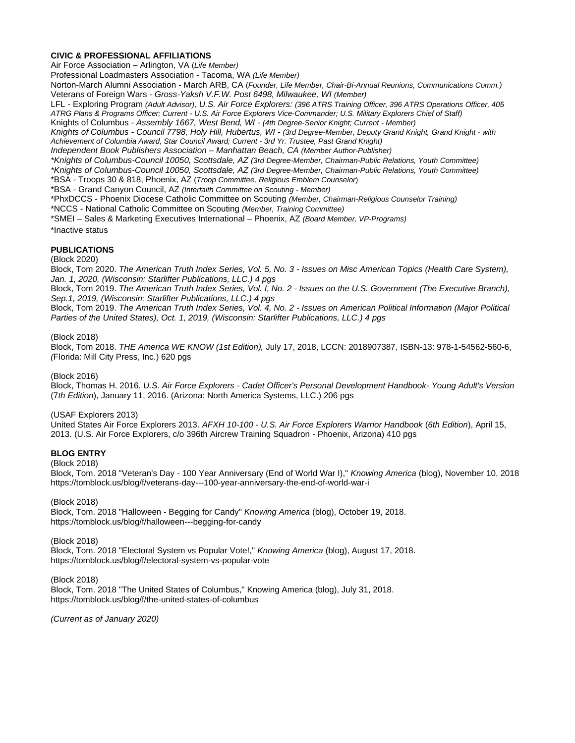**CIVIC & PROFESSIONAL AFFILIATIONS**

Air Force Association – Arlington, VA (*Life Member)*

Professional Loadmasters Association - Tacoma, WA *(Life Member)*

Norton-March Alumni Association - March ARB, CA (*Founder, Life Member, Chair-Bi-Annual Reunions, Communications Comm.)*

Veterans of Foreign Wars - *Gross-Yaksh V.F.W. Post 6498, Milwaukee, WI (Member)*

LFL - Exploring Program *(Adult Advisor), U.S. Air Force Explorers: (396 ATRS Training Officer, 396 ATRS Operations Officer, 405 ATRG Plans & Programs Officer; Current - U.S. Air Force Explorers Vice-Commander; U.S. Military Explorers Chief of Staff)*

Knights of Columbus - *Assembly 1667, West Bend, WI - (4th Degree-Senior Knight; Current - Member)*

*Knights of Columbus - Council 7798, Holy Hill, Hubertus, WI - (3rd Degree-Member, Deputy Grand Knight, Grand Knight - with Achievement of Columbia Award, Star Council Award; Current - 3rd Yr. Trustee, Past Grand Knight)*

*Independent Book Publishers Association – Manhattan Beach, CA (Member Author-Publisher)*

*\*Knights of Columbus-Council 10050, Scottsdale, AZ (3rd Degree-Member, Chairman-Public Relations, Youth Committee)*

*\*Knights of Columbus-Council 10050, Scottsdale, AZ (3rd Degree-Member, Chairman-Public Relations, Youth Committee)*

\*BSA - Troops 30 & 818, Phoenix, AZ (*Troop Committee, Religious Emblem Counselor*)

\*BSA - Grand Canyon Council, AZ *(Interfaith Committee on Scouting - Member)*

\*PhxDCCS - Phoenix Diocese Catholic Committee on Scouting *(Member, Chairman-Religious Counselor Training)*

\*NCCS - National Catholic Committee on Scouting *(Member, Training Committee)*

\*SMEI – Sales & Marketing Executives International – Phoenix, AZ *(Board Member, VP-Programs)*

\*Inactive status

**PUBLICATIONS**

(Block 2020)
Block, Tom 2020. *The American Truth Index Series, Vol. 5, No. 3 - Issues on Misc American Topics (Health Care System), Jan. 1, 2020, (Wisconsin: Starlifter Publications, LLC.) 4 pgs*
Block, Tom 2019. *The American Truth Index Series, Vol. I, No. 2 - Issues on the U.S. Government (The Executive Branch), Sep.1, 2019, (Wisconsin: Starlifter Publications, LLC.) 4 pgs*
Block, Tom 2019. *The American Truth Index Series, Vol. 4, No. 2 - Issues on American Political Information (Major Political Parties of the United States), Oct. 1, 2019, (Wisconsin: Starlifter Publications, LLC.) 4 pgs*

(Block 2018)
Block, Tom 2018. *THE America WE KNOW (1st Edition),* July 17, 2018, LCCN: 2018907387, ISBN-13: 978-1-54562-560-6, *(*Florida: Mill City Press, Inc.) 620 pgs

(Block 2016)
Block, Thomas H. 2016. *U.S. Air Force Explorers - Cadet Officer's Personal Development Handbook- Young Adult's Version* (*7th Edition*), January 11, 2016. (Arizona: North America Systems, LLC.) 206 pgs

(USAF Explorers 2013)
United States Air Force Explorers 2013. *AFXH 10-100 - U.S. Air Force Explorers Warrior Handbook* (*6th Edition*), April 15, 2013. (U.S. Air Force Explorers, c/o 396th Aircrew Training Squadron - Phoenix, Arizona) 410 pgs

**BLOG ENTRY**

(Block 2018)
Block, Tom. 2018 "Veteran's Day - 100 Year Anniversary (End of World War I)," *Knowing America* (blog), November 10, 2018 https://tomblock.us/blog/f/veterans-day---100-year-anniversary-the-end-of-world-war-i

(Block 2018)
Block, Tom. 2018 "Halloween - Begging for Candy" *Knowing America* (blog), October 19, 2018. https://tomblock.us/blog/f/halloween---begging-for-candy

(Block 2018)
Block, Tom. 2018 "Electoral System vs Popular Vote!," *Knowing America* (blog), August 17, 2018. https://tomblock.us/blog/f/electoral-system-vs-popular-vote

(Block 2018)
Block, Tom. 2018 "The United States of Columbus," Knowing America (blog), July 31, 2018. https://tomblock.us/blog/f/the-united-states-of-columbus

*(Current as of January 2020)*